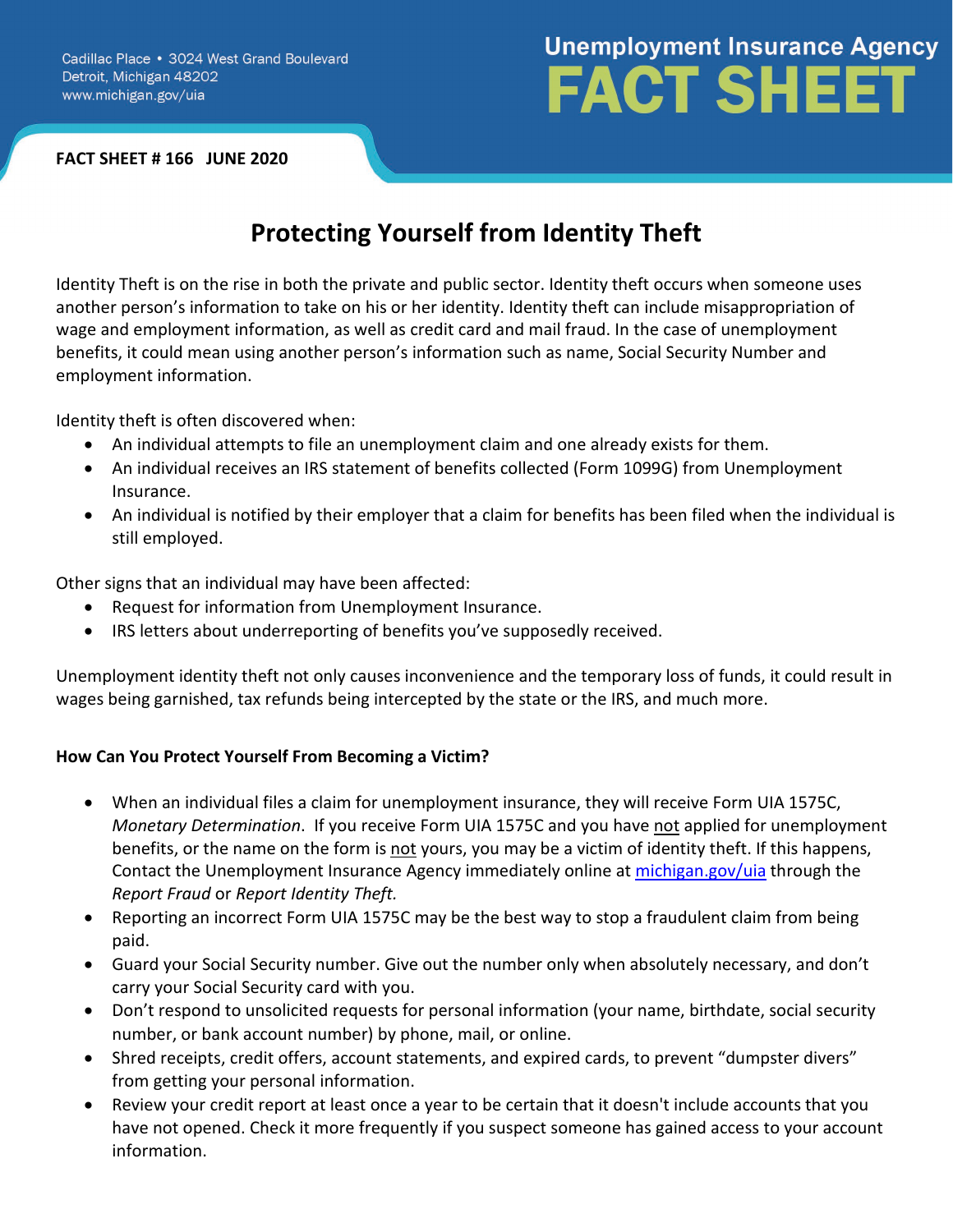Cadillac Place • 3024 West Grand Boulevard
Detroit, Michigan 48202
www.michigan.gov/uia

**Unemployment Insurance Agency**
# FACT SHEET

**FACT SHEET # 166 JUNE 2020**

## Protecting Yourself from Identity Theft

Identity Theft is on the rise in both the private and public sector. Identity theft occurs when someone uses another person's information to take on his or her identity. Identity theft can include misappropriation of wage and employment information, as well as credit card and mail fraud. In the case of unemployment benefits, it could mean using another person's information such as name, Social Security Number and employment information.

Identity theft is often discovered when:

- An individual attempts to file an unemployment claim and one already exists for them.
- An individual receives an IRS statement of benefits collected (Form 1099G) from Unemployment Insurance.
- An individual is notified by their employer that a claim for benefits has been filed when the individual is still employed.

Other signs that an individual may have been affected:

- Request for information from Unemployment Insurance.
- IRS letters about underreporting of benefits you've supposedly received.

Unemployment identity theft not only causes inconvenience and the temporary loss of funds, it could result in wages being garnished, tax refunds being intercepted by the state or the IRS, and much more.

**How Can You Protect Yourself From Becoming a Victim?**

- When an individual files a claim for unemployment insurance, they will receive Form UIA 1575C, *Monetary Determination*. If you receive Form UIA 1575C and you have not applied for unemployment benefits, or the name on the form is not yours, you may be a victim of identity theft. If this happens, Contact the Unemployment Insurance Agency immediately online at [michigan.gov/uia](michigan.gov/uia) through the *Report Fraud* or *Report Identity Theft.*
- Reporting an incorrect Form UIA 1575C may be the best way to stop a fraudulent claim from being paid.
- Guard your Social Security number. Give out the number only when absolutely necessary, and don't carry your Social Security card with you.
- Don't respond to unsolicited requests for personal information (your name, birthdate, social security number, or bank account number) by phone, mail, or online.
- Shred receipts, credit offers, account statements, and expired cards, to prevent "dumpster divers" from getting your personal information.
- Review your credit report at least once a year to be certain that it doesn't include accounts that you have not opened. Check it more frequently if you suspect someone has gained access to your account information.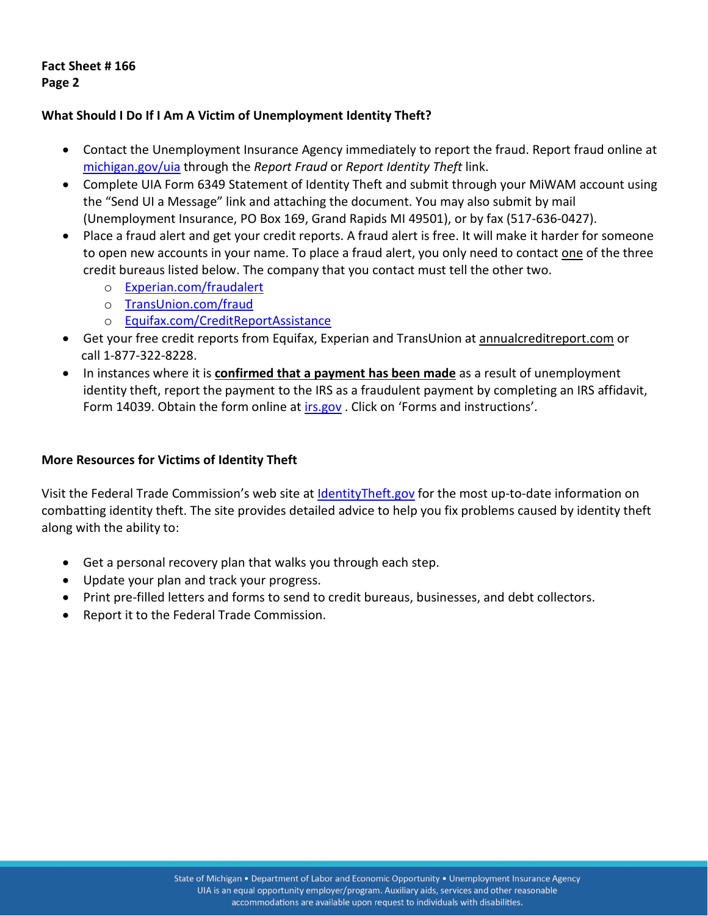## What Should I Do If I Am A Victim of Unemployment Identity Theft?

- Contact the Unemployment Insurance Agency immediately to report the fraud. Report fraud online at michigan.gov/uia through the *Report Fraud* or *Report Identity Theft* link.
- Complete UIA Form 6349 Statement of Identity Theft and submit through your MiWAM account using the "Send UI a Message" link and attaching the document. You may also submit by mail (Unemployment Insurance, PO Box 169, Grand Rapids MI 49501), or by fax (517-636-0427).
- Place a fraud alert and get your credit reports. A fraud alert is free. It will make it harder for someone to open new accounts in your name. To place a fraud alert, you only need to contact <u>one</u> of the three credit bureaus listed below. The company that you contact must tell the other two.
  - Experian.com/fraudalert
  - TransUnion.com/fraud
  - Equifax.com/CreditReportAssistance
- Get your free credit reports from Equifax, Experian and TransUnion at annualcreditreport.com or call 1-877-322-8228.
- In instances where it is **<u>confirmed that a payment has been made</u>** as a result of unemployment identity theft, report the payment to the IRS as a fraudulent payment by completing an IRS affidavit, Form 14039. Obtain the form online at irs.gov . Click on 'Forms and instructions'.

## More Resources for Victims of Identity Theft

Visit the Federal Trade Commission's web site at IdentityTheft.gov for the most up-to-date information on combatting identity theft. The site provides detailed advice to help you fix problems caused by identity theft along with the ability to:

- Get a personal recovery plan that walks you through each step.
- Update your plan and track your progress.
- Print pre-filled letters and forms to send to credit bureaus, businesses, and debt collectors.
- Report it to the Federal Trade Commission.

State of Michigan • Department of Labor and Economic Opportunity • Unemployment Insurance Agency
UIA is an equal opportunity employer/program. Auxiliary aids, services and other reasonable accommodations are available upon request to individuals with disabilities.